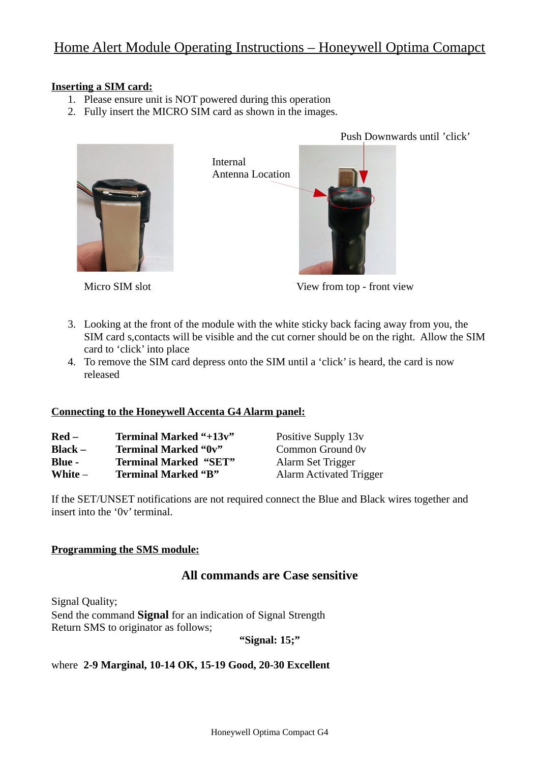# Home Alert Module Operating Instructions – Honeywell Optima Comapct

**Inserting a SIM card:**

1. Please ensure unit is NOT powered during this operation
2. Fully insert the MICRO SIM card as shown in the images.

Push Downwards until 'click'

Internal Antenna Location

Micro SIM slot

View from top - front view

3. Looking at the front of the module with the white sticky back facing away from you, the SIM card s,contacts will be visible and the cut corner should be on the right. Allow the SIM card to 'click' into place
4. To remove the SIM card depress onto the SIM until a 'click' is heard, the card is now released

**Connecting to the Honeywell Accenta G4 Alarm panel:**

| | | |
|---|---|---|
| **Red –** | **Terminal Marked "+13v"** | Positive Supply 13v |
| **Black –** | **Terminal Marked "0v"** | Common Ground 0v |
| **Blue -** | **Terminal Marked "SET"** | Alarm Set Trigger |
| **White** – | **Terminal Marked "B"** | Alarm Activated Trigger |

If the SET/UNSET notifications are not required connect the Blue and Black wires together and insert into the '0v' terminal.

**Programming the SMS module:**

## All commands are Case sensitive

Signal Quality;
Send the command **Signal** for an indication of Signal Strength
Return SMS to originator as follows;

**"Signal: 15;"**

where **2-9 Marginal, 10-14 OK, 15-19 Good, 20-30 Excellent**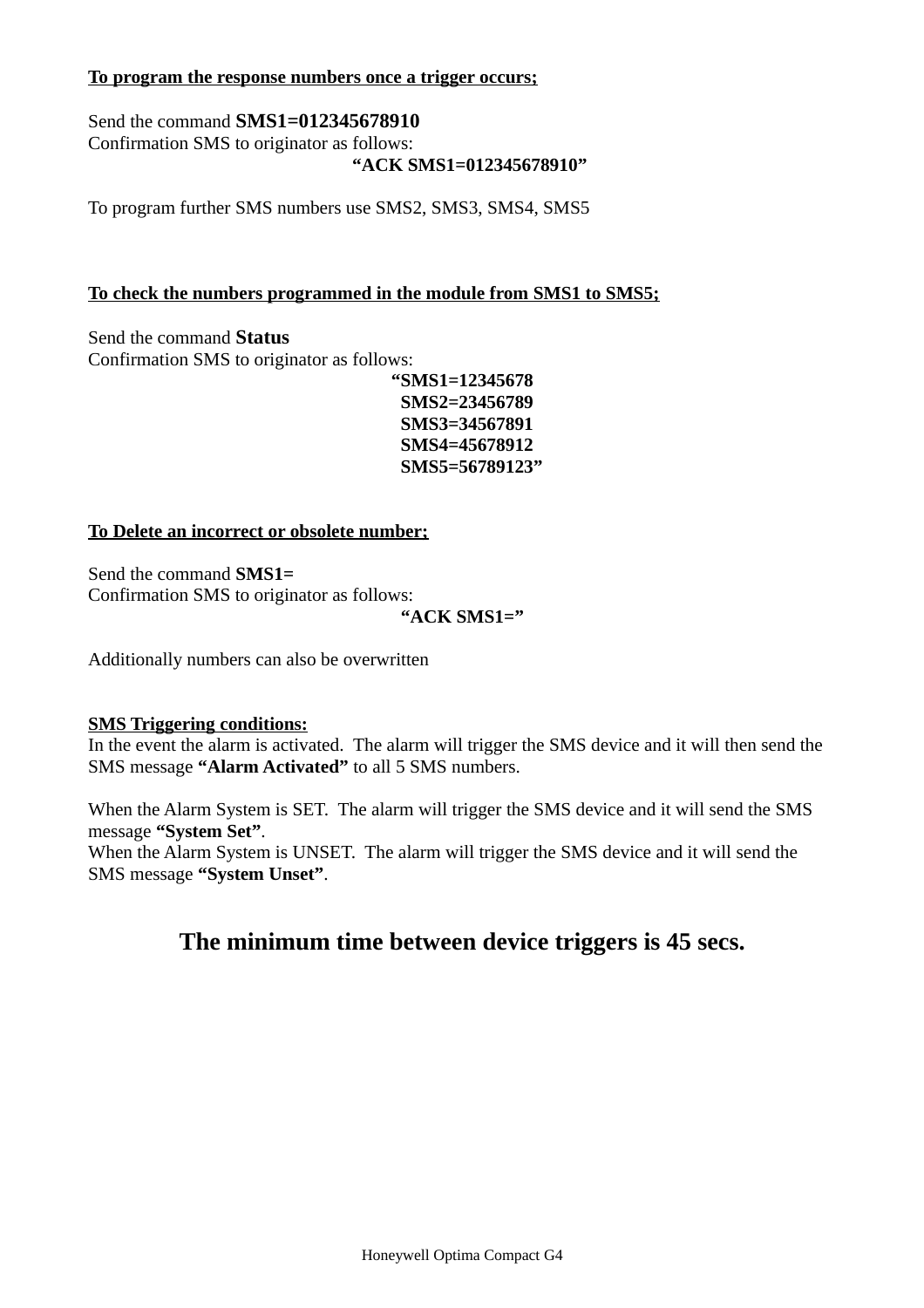**<u>To program the response numbers once a trigger occurs;</u>**

Send the command **SMS1=012345678910**
Confirmation SMS to originator as follows:

**"ACK SMS1=012345678910"**

To program further SMS numbers use SMS2, SMS3, SMS4, SMS5

**<u>To check the numbers programmed in the module from SMS1 to SMS5;</u>**

Send the command **Status**
Confirmation SMS to originator as follows:

**"SMS1=12345678
SMS2=23456789
SMS3=34567891
SMS4=45678912
SMS5=56789123"**

**<u>To Delete an incorrect or obsolete number;</u>**

Send the command **SMS1=**
Confirmation SMS to originator as follows:

**"ACK SMS1="**

Additionally numbers can also be overwritten

**<u>SMS Triggering conditions:</u>**
In the event the alarm is activated. The alarm will trigger the SMS device and it will then send the SMS message **"Alarm Activated"** to all 5 SMS numbers.

When the Alarm System is SET. The alarm will trigger the SMS device and it will send the SMS message **"System Set"**.
When the Alarm System is UNSET. The alarm will trigger the SMS device and it will send the SMS message **"System Unset"**.

## The minimum time between device triggers is 45 secs.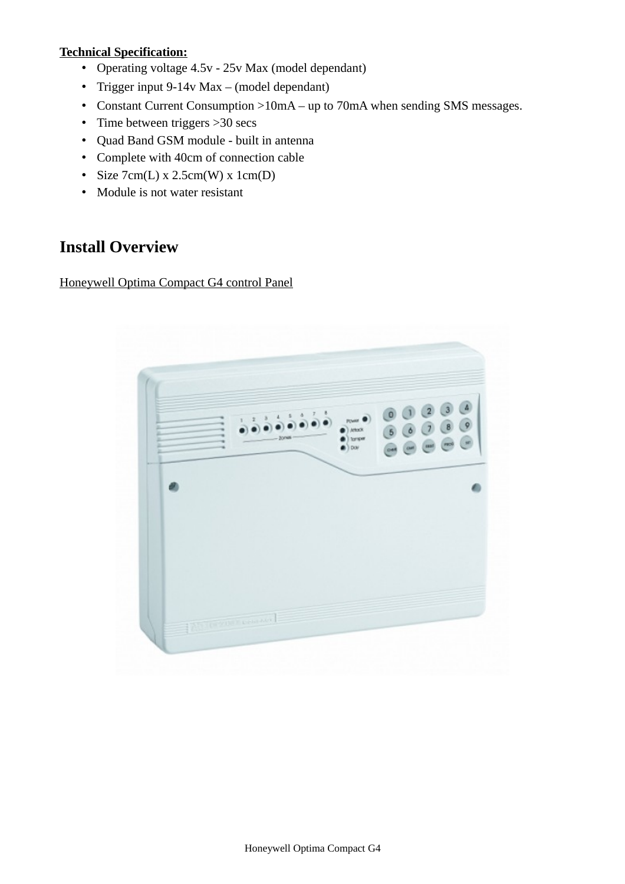**Technical Specification:**

- Operating voltage 4.5v - 25v Max (model dependant)
- Trigger input 9-14v Max – (model dependant)
- Constant Current Consumption >10mA – up to 70mA when sending SMS messages.
- Time between triggers >30 secs
- Quad Band GSM module - built in antenna
- Complete with 40cm of connection cable
- Size 7cm(L) x 2.5cm(W) x 1cm(D)
- Module is not water resistant

## Install Overview

Honeywell Optima Compact G4 control Panel

Honeywell Optima Compact G4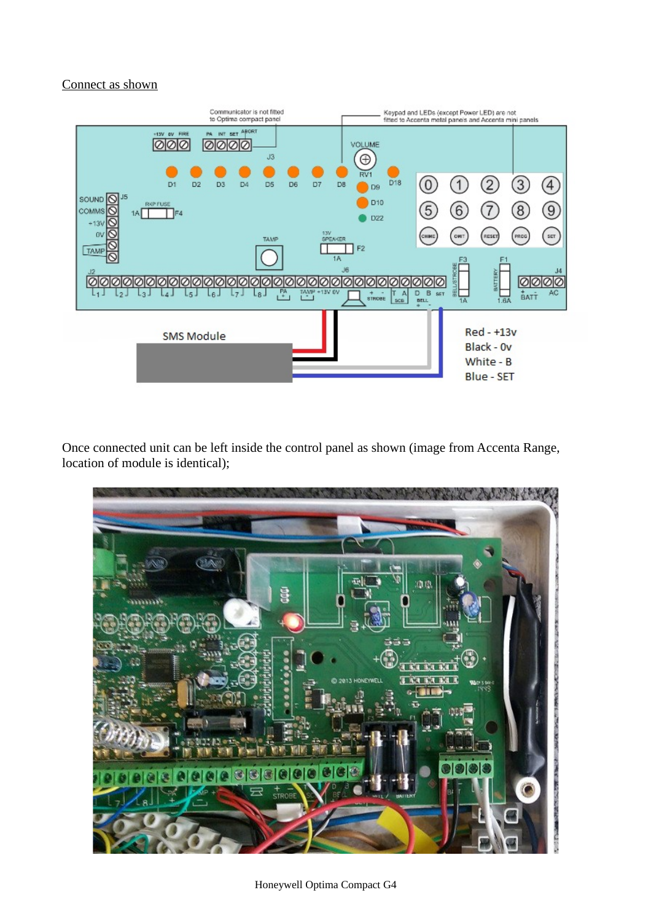Connect as shown

Once connected unit can be left inside the control panel as shown (image from Accenta Range, location of module is identical);